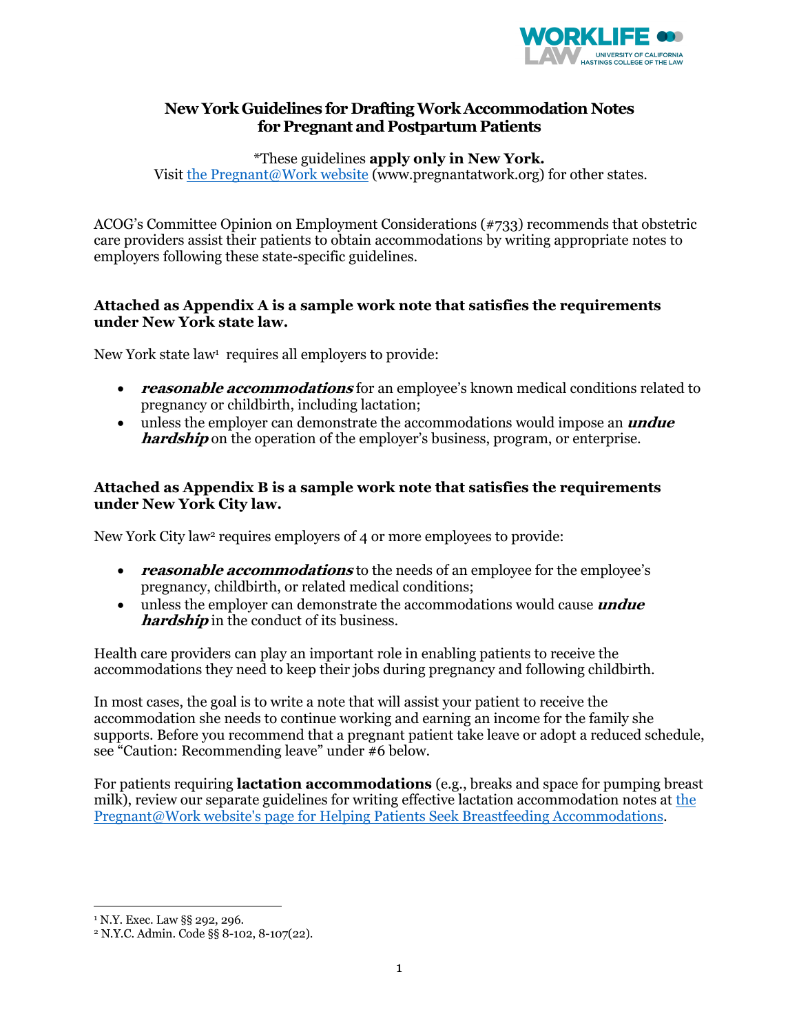# New York Guidelines for Drafting Work Accommodation Notes for Pregnant and Postpartum Patients

*These guidelines **apply only in New York.**
Visit the Pregnant@Work website (www.pregnantatwork.org) for other states.

ACOG's Committee Opinion on Employment Considerations (#733) recommends that obstetric care providers assist their patients to obtain accommodations by writing appropriate notes to employers following these state-specific guidelines.

**Attached as Appendix A is a sample work note that satisfies the requirements under New York state law.**

New York state law[1] requires all employers to provide:

- ***reasonable accommodations*** for an employee's known medical conditions related to pregnancy or childbirth, including lactation;
- unless the employer can demonstrate the accommodations would impose an ***undue hardship*** on the operation of the employer's business, program, or enterprise.

**Attached as Appendix B is a sample work note that satisfies the requirements under New York City law.**

New York City law[2] requires employers of 4 or more employees to provide:

- ***reasonable accommodations*** to the needs of an employee for the employee's pregnancy, childbirth, or related medical conditions;
- unless the employer can demonstrate the accommodations would cause ***undue hardship*** in the conduct of its business.

Health care providers can play an important role in enabling patients to receive the accommodations they need to keep their jobs during pregnancy and following childbirth.

In most cases, the goal is to write a note that will assist your patient to receive the accommodation she needs to continue working and earning an income for the family she supports. Before you recommend that a pregnant patient take leave or adopt a reduced schedule, see "Caution: Recommending leave" under #6 below.

For patients requiring **lactation accommodations** (e.g., breaks and space for pumping breast milk), review our separate guidelines for writing effective lactation accommodation notes at the Pregnant@Work website's page for Helping Patients Seek Breastfeeding Accommodations.

---

[1] N.Y. Exec. Law §§ 292, 296.

[2] N.Y.C. Admin. Code §§ 8-102, 8-107(22).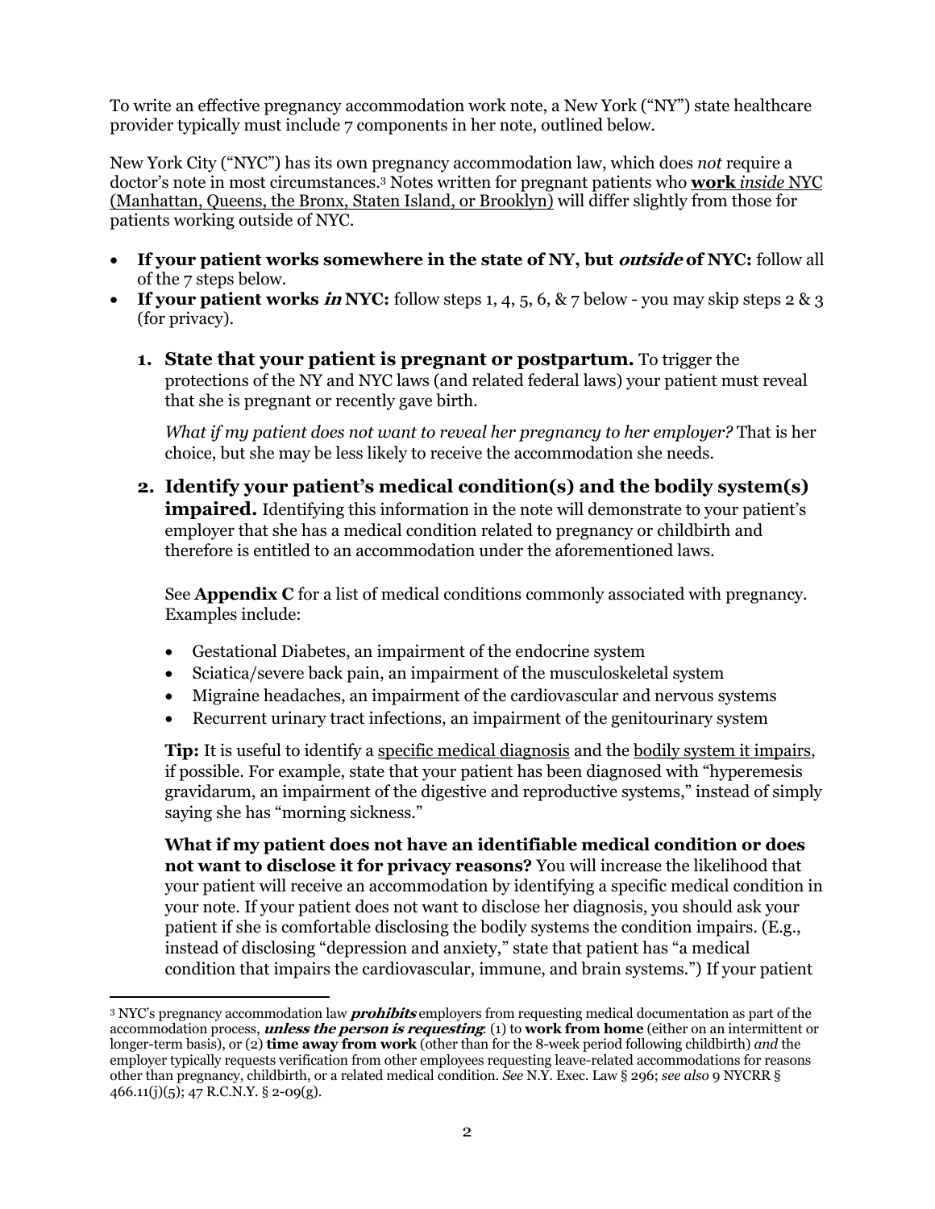To write an effective pregnancy accommodation work note, a New York ("NY") state healthcare provider typically must include 7 components in her note, outlined below.

New York City ("NYC") has its own pregnancy accommodation law, which does *not* require a doctor's note in most circumstances.[3] Notes written for pregnant patients who **work** *inside* NYC (Manhattan, Queens, the Bronx, Staten Island, or Brooklyn) will differ slightly from those for patients working outside of NYC.

- **If your patient works somewhere in the state of NY, but *outside* of NYC:** follow all of the 7 steps below.
- **If your patient works *in* NYC:** follow steps 1, 4, 5, 6, & 7 below - you may skip steps 2 & 3 (for privacy).

1. **State that your patient is pregnant or postpartum.** To trigger the protections of the NY and NYC laws (and related federal laws) your patient must reveal that she is pregnant or recently gave birth.

   *What if my patient does not want to reveal her pregnancy to her employer?* That is her choice, but she may be less likely to receive the accommodation she needs.

2. **Identify your patient's medical condition(s) and the bodily system(s) impaired.** Identifying this information in the note will demonstrate to your patient's employer that she has a medical condition related to pregnancy or childbirth and therefore is entitled to an accommodation under the aforementioned laws.

   See **Appendix C** for a list of medical conditions commonly associated with pregnancy. Examples include:

   - Gestational Diabetes, an impairment of the endocrine system
   - Sciatica/severe back pain, an impairment of the musculoskeletal system
   - Migraine headaches, an impairment of the cardiovascular and nervous systems
   - Recurrent urinary tract infections, an impairment of the genitourinary system

   **Tip:** It is useful to identify a specific medical diagnosis and the bodily system it impairs, if possible. For example, state that your patient has been diagnosed with "hyperemesis gravidarum, an impairment of the digestive and reproductive systems," instead of simply saying she has "morning sickness."

   **What if my patient does not have an identifiable medical condition or does not want to disclose it for privacy reasons?** You will increase the likelihood that your patient will receive an accommodation by identifying a specific medical condition in your note. If your patient does not want to disclose her diagnosis, you should ask your patient if she is comfortable disclosing the bodily systems the condition impairs. (E.g., instead of disclosing "depression and anxiety," state that patient has "a medical condition that impairs the cardiovascular, immune, and brain systems.") If your patient

[3] NYC's pregnancy accommodation law ***prohibits*** employers from requesting medical documentation as part of the accommodation process, ***unless the person is requesting***: (1) to **work from home** (either on an intermittent or longer-term basis), or (2) **time away from work** (other than for the 8-week period following childbirth) *and* the employer typically requests verification from other employees requesting leave-related accommodations for reasons other than pregnancy, childbirth, or a related medical condition. *See* N.Y. Exec. Law § 296; *see also* 9 NYCRR § 466.11(j)(5); 47 R.C.N.Y. § 2-09(g).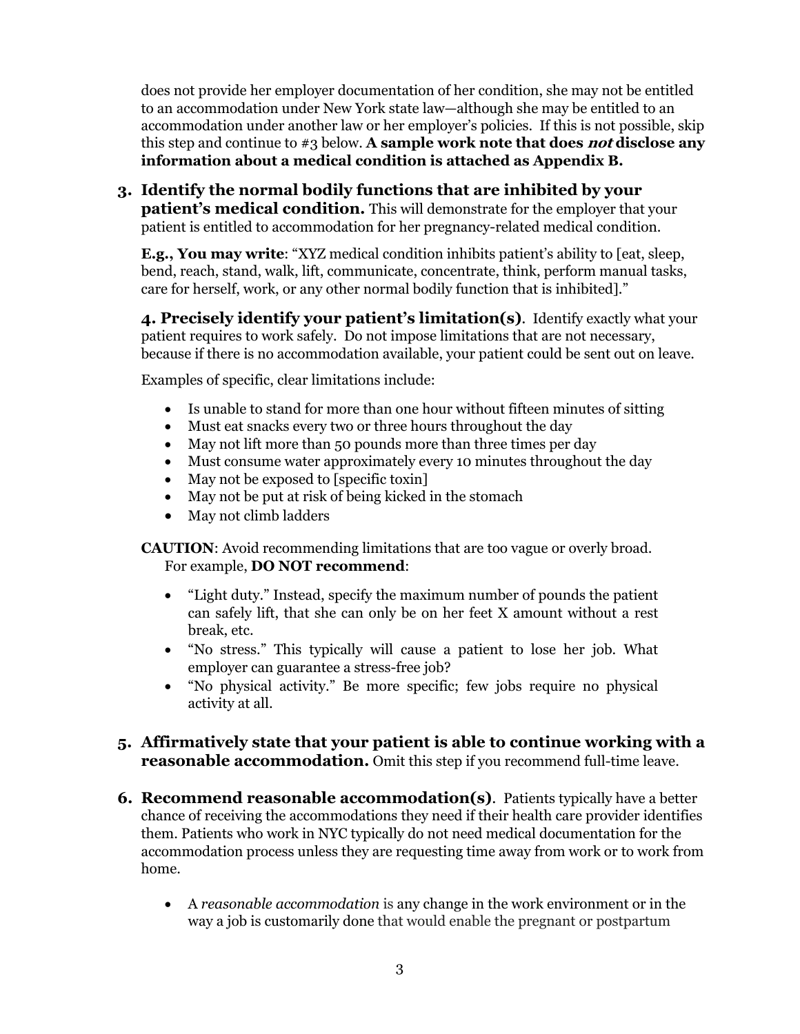does not provide her employer documentation of her condition, she may not be entitled to an accommodation under New York state law—although she may be entitled to an accommodation under another law or her employer's policies. If this is not possible, skip this step and continue to #3 below. **A sample work note that does *not* disclose any information about a medical condition is attached as Appendix B.**

3. **Identify the normal bodily functions that are inhibited by your patient's medical condition.** This will demonstrate for the employer that your patient is entitled to accommodation for her pregnancy-related medical condition.

   **E.g., You may write**: "XYZ medical condition inhibits patient's ability to [eat, sleep, bend, reach, stand, walk, lift, communicate, concentrate, think, perform manual tasks, care for herself, work, or any other normal bodily function that is inhibited]."

4. **Precisely identify your patient's limitation(s).** Identify exactly what your patient requires to work safely. Do not impose limitations that are not necessary, because if there is no accommodation available, your patient could be sent out on leave.

   Examples of specific, clear limitations include:

   - Is unable to stand for more than one hour without fifteen minutes of sitting
   - Must eat snacks every two or three hours throughout the day
   - May not lift more than 50 pounds more than three times per day
   - Must consume water approximately every 10 minutes throughout the day
   - May not be exposed to [specific toxin]
   - May not be put at risk of being kicked in the stomach
   - May not climb ladders

   **CAUTION**: Avoid recommending limitations that are too vague or overly broad. For example, **DO NOT recommend**:

   - "Light duty." Instead, specify the maximum number of pounds the patient can safely lift, that she can only be on her feet X amount without a rest break, etc.
   - "No stress." This typically will cause a patient to lose her job. What employer can guarantee a stress-free job?
   - "No physical activity." Be more specific; few jobs require no physical activity at all.

5. **Affirmatively state that your patient is able to continue working with a reasonable accommodation.** Omit this step if you recommend full-time leave.

6. **Recommend reasonable accommodation(s).** Patients typically have a better chance of receiving the accommodations they need if their health care provider identifies them. Patients who work in NYC typically do not need medical documentation for the accommodation process unless they are requesting time away from work or to work from home.

   - A *reasonable accommodation* is any change in the work environment or in the way a job is customarily done that would enable the pregnant or postpartum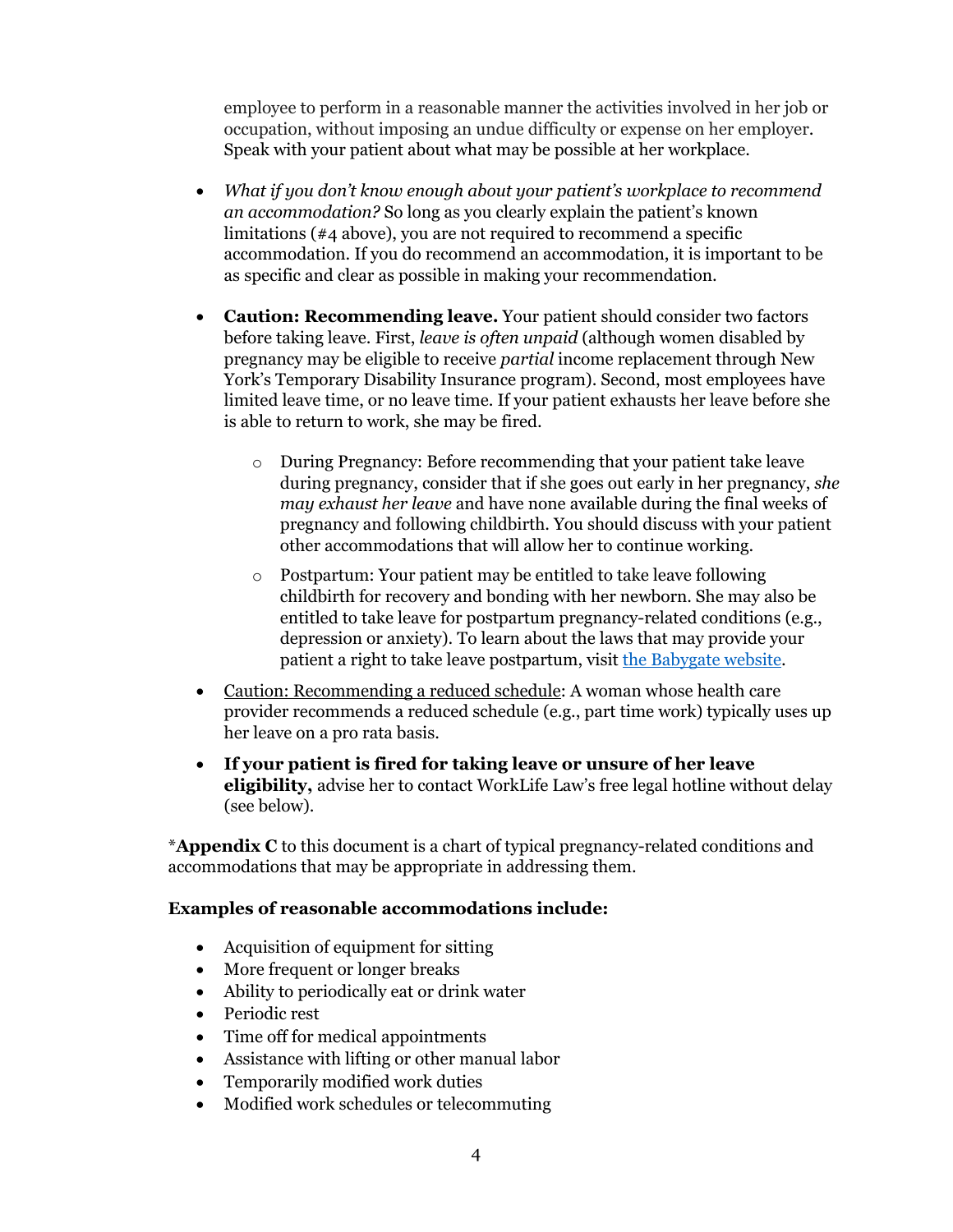employee to perform in a reasonable manner the activities involved in her job or occupation, without imposing an undue difficulty or expense on her employer. Speak with your patient about what may be possible at her workplace.

- *What if you don't know enough about your patient's workplace to recommend an accommodation?* So long as you clearly explain the patient's known limitations (#4 above), you are not required to recommend a specific accommodation. If you do recommend an accommodation, it is important to be as specific and clear as possible in making your recommendation.

- **Caution: Recommending leave.** Your patient should consider two factors before taking leave. First, *leave is often unpaid* (although women disabled by pregnancy may be eligible to receive *partial* income replacement through New York's Temporary Disability Insurance program). Second, most employees have limited leave time, or no leave time. If your patient exhausts her leave before she is able to return to work, she may be fired.
  - During Pregnancy: Before recommending that your patient take leave during pregnancy, consider that if she goes out early in her pregnancy, *she may exhaust her leave* and have none available during the final weeks of pregnancy and following childbirth. You should discuss with your patient other accommodations that will allow her to continue working.
  - Postpartum: Your patient may be entitled to take leave following childbirth for recovery and bonding with her newborn. She may also be entitled to take leave for postpartum pregnancy-related conditions (e.g., depression or anxiety). To learn about the laws that may provide your patient a right to take leave postpartum, visit [the Babygate website](the Babygate website).

- <u>Caution: Recommending a reduced schedule</u>: A woman whose health care provider recommends a reduced schedule (e.g., part time work) typically uses up her leave on a pro rata basis.

- **If your patient is fired for taking leave or unsure of her leave eligibility,** advise her to contact WorkLife Law's free legal hotline without delay (see below).

\***Appendix C** to this document is a chart of typical pregnancy-related conditions and accommodations that may be appropriate in addressing them.

**Examples of reasonable accommodations include:**

- Acquisition of equipment for sitting
- More frequent or longer breaks
- Ability to periodically eat or drink water
- Periodic rest
- Time off for medical appointments
- Assistance with lifting or other manual labor
- Temporarily modified work duties
- Modified work schedules or telecommuting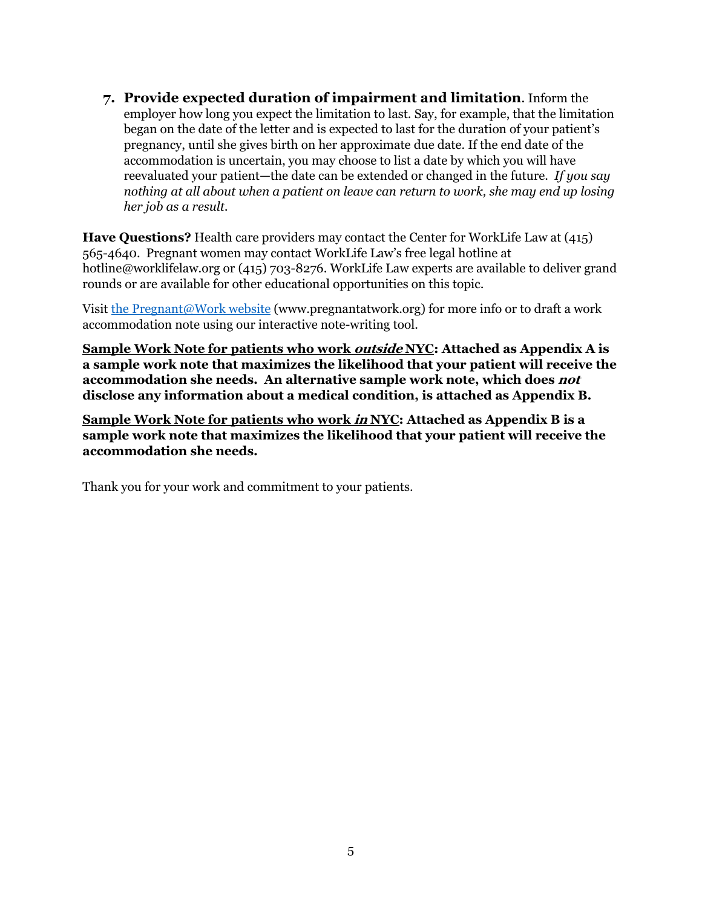7. **Provide expected duration of impairment and limitation**. Inform the employer how long you expect the limitation to last. Say, for example, that the limitation began on the date of the letter and is expected to last for the duration of your patient's pregnancy, until she gives birth on her approximate due date. If the end date of the accommodation is uncertain, you may choose to list a date by which you will have reevaluated your patient—the date can be extended or changed in the future. *If you say nothing at all about when a patient on leave can return to work, she may end up losing her job as a result.*

**Have Questions?** Health care providers may contact the Center for WorkLife Law at (415) 565-4640. Pregnant women may contact WorkLife Law's free legal hotline at hotline@worklifelaw.org or (415) 703-8276. WorkLife Law experts are available to deliver grand rounds or are available for other educational opportunities on this topic.

Visit [the Pregnant@Work website](www.pregnantatwork.org) (www.pregnantatwork.org) for more info or to draft a work accommodation note using our interactive note-writing tool.

**<u>Sample Work Note for patients who work *outside* NYC</u>: Attached as Appendix A is a sample work note that maximizes the likelihood that your patient will receive the accommodation she needs. An alternative sample work note, which does *not* disclose any information about a medical condition, is attached as Appendix B.**

**<u>Sample Work Note for patients who work *in* NYC</u>: Attached as Appendix B is a sample work note that maximizes the likelihood that your patient will receive the accommodation she needs.**

Thank you for your work and commitment to your patients.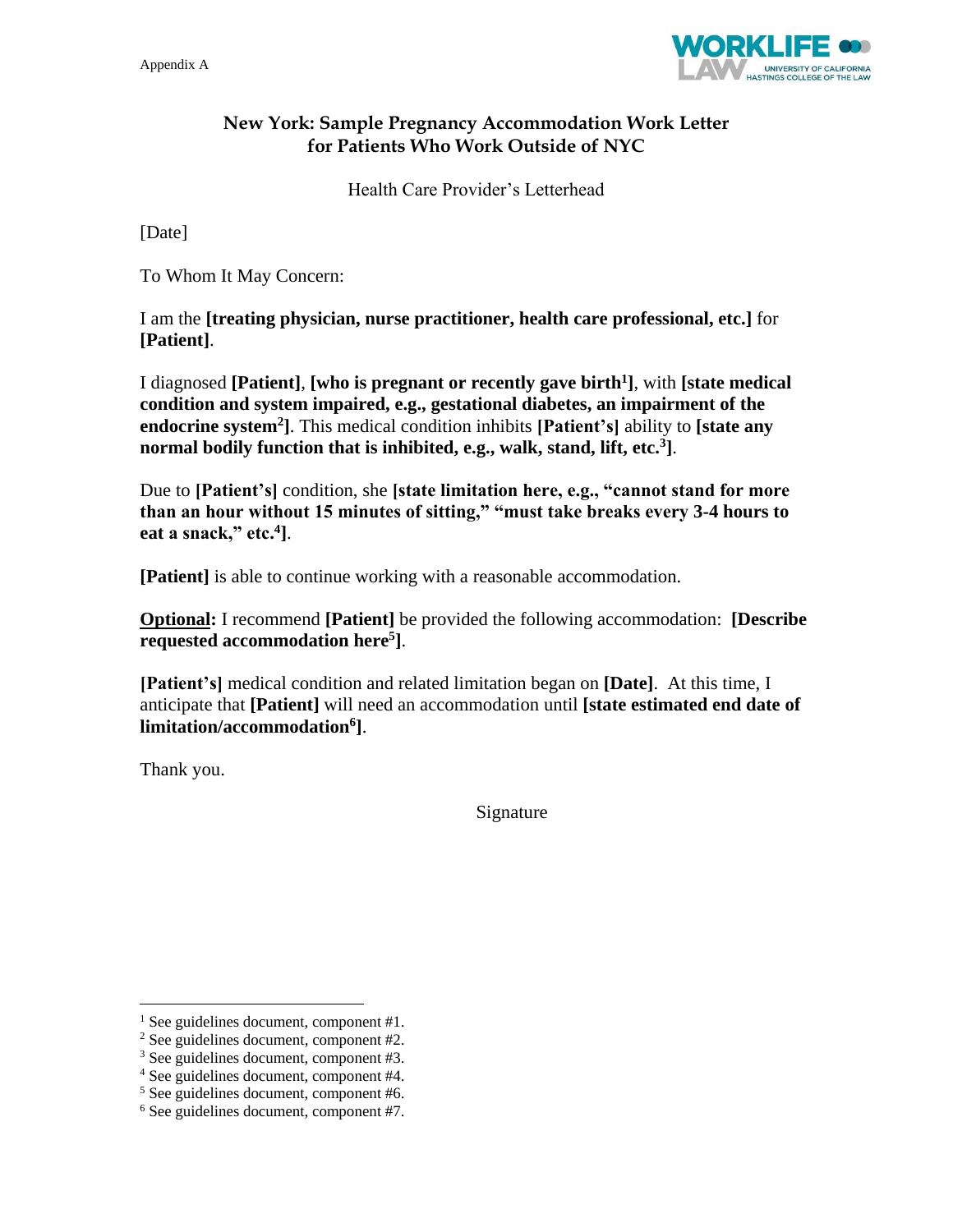Appendix A

## New York: Sample Pregnancy Accommodation Work Letter for Patients Who Work Outside of NYC

Health Care Provider's Letterhead

[Date]

To Whom It May Concern:

I am the **[treating physician, nurse practitioner, health care professional, etc.]** for **[Patient]**.

I diagnosed **[Patient]**, **[who is pregnant or recently gave birth[1]]**, with **[state medical condition and system impaired, e.g., gestational diabetes, an impairment of the endocrine system[2]]**. This medical condition inhibits **[Patient's]** ability to **[state any normal bodily function that is inhibited, e.g., walk, stand, lift, etc.[3]]**.

Due to **[Patient's]** condition, she **[state limitation here, e.g., "cannot stand for more than an hour without 15 minutes of sitting," "must take breaks every 3-4 hours to eat a snack," etc.[4]]**.

**[Patient]** is able to continue working with a reasonable accommodation.

**<u>Optional</u>:** I recommend **[Patient]** be provided the following accommodation: **[Describe requested accommodation here[5]]**.

**[Patient's]** medical condition and related limitation began on **[Date]**. At this time, I anticipate that **[Patient]** will need an accommodation until **[state estimated end date of limitation/accommodation[6]]**.

Thank you.

Signature

---

[1] See guidelines document, component #1.
[2] See guidelines document, component #2.
[3] See guidelines document, component #3.
[4] See guidelines document, component #4.
[5] See guidelines document, component #6.
[6] See guidelines document, component #7.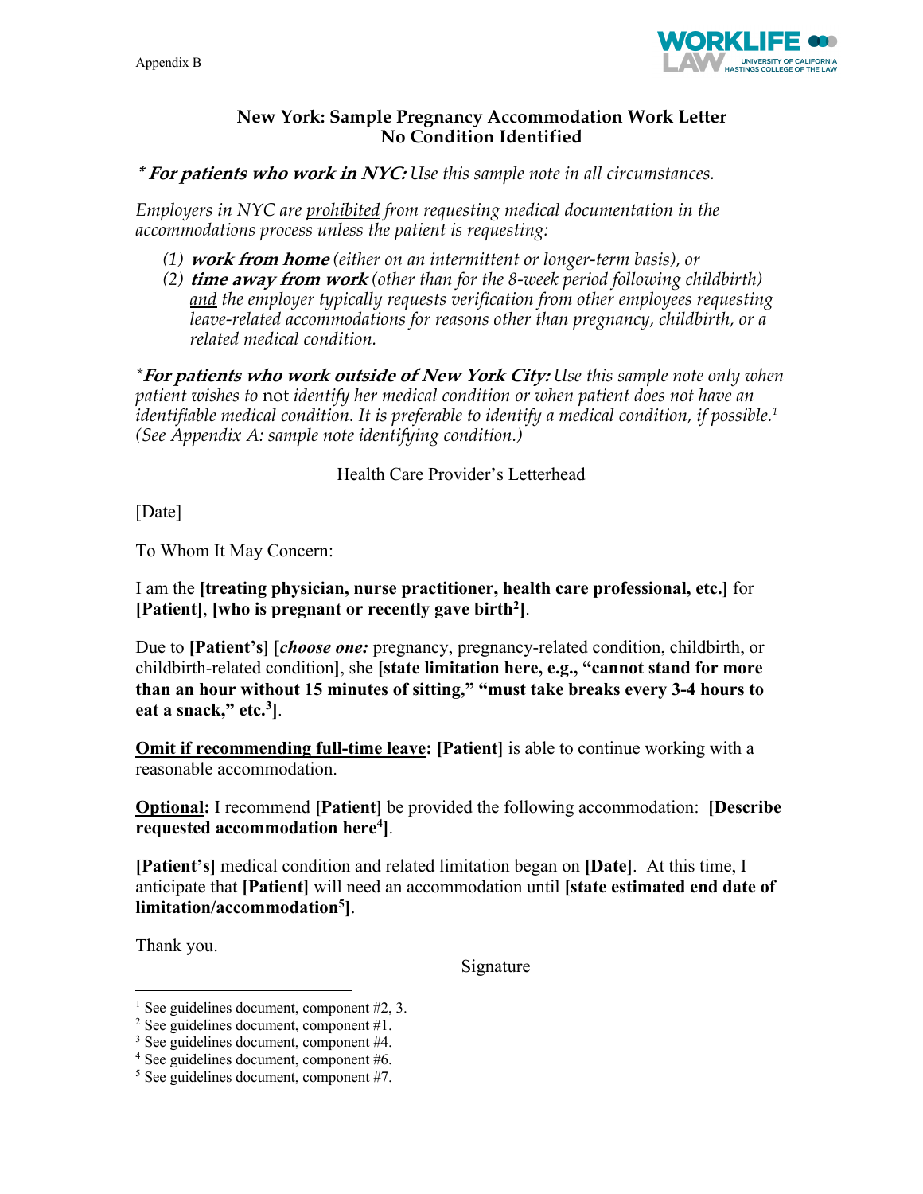Appendix B

# New York: Sample Pregnancy Accommodation Work Letter
## No Condition Identified

*\* **For patients who work in NYC:** Use this sample note in all circumstances.*

*Employers in NYC are <u>prohibited</u> from requesting medical documentation in the accommodations process unless the patient is requesting:*

1. ***work from home** (either on an intermittent or longer-term basis), or*
2. ***time away from work** (other than for the 8-week period following childbirth) <u>and</u> the employer typically requests verification from other employees requesting leave-related accommodations for reasons other than pregnancy, childbirth, or a related medical condition.*

*\***For patients who work outside of New York City:** Use this sample note only when patient wishes to* not *identify her medical condition or when patient does not have an identifiable medical condition. It is preferable to identify a medical condition, if possible.[1] (See Appendix A: sample note identifying condition.)*

Health Care Provider's Letterhead

[Date]

To Whom It May Concern:

I am the **[treating physician, nurse practitioner, health care professional, etc.]** for **[Patient]**, **[who is pregnant or recently gave birth[2]]**.

Due to **[Patient's]** [***choose one:*** pregnancy, pregnancy-related condition, childbirth, or childbirth-related condition**]**, she **[state limitation here, e.g., "cannot stand for more than an hour without 15 minutes of sitting," "must take breaks every 3-4 hours to eat a snack," etc.[3]]**.

**<u>Omit if recommending full-time leave</u>: [Patient]** is able to continue working with a reasonable accommodation.

**<u>Optional</u>:** I recommend **[Patient]** be provided the following accommodation: **[Describe requested accommodation here[4]]**.

**[Patient's]** medical condition and related limitation began on **[Date]**. At this time, I anticipate that **[Patient]** will need an accommodation until **[state estimated end date of limitation/accommodation[5]]**.

Thank you.

Signature

---

[1] See guidelines document, component #2, 3.
[2] See guidelines document, component #1.
[3] See guidelines document, component #4.
[4] See guidelines document, component #6.
[5] See guidelines document, component #7.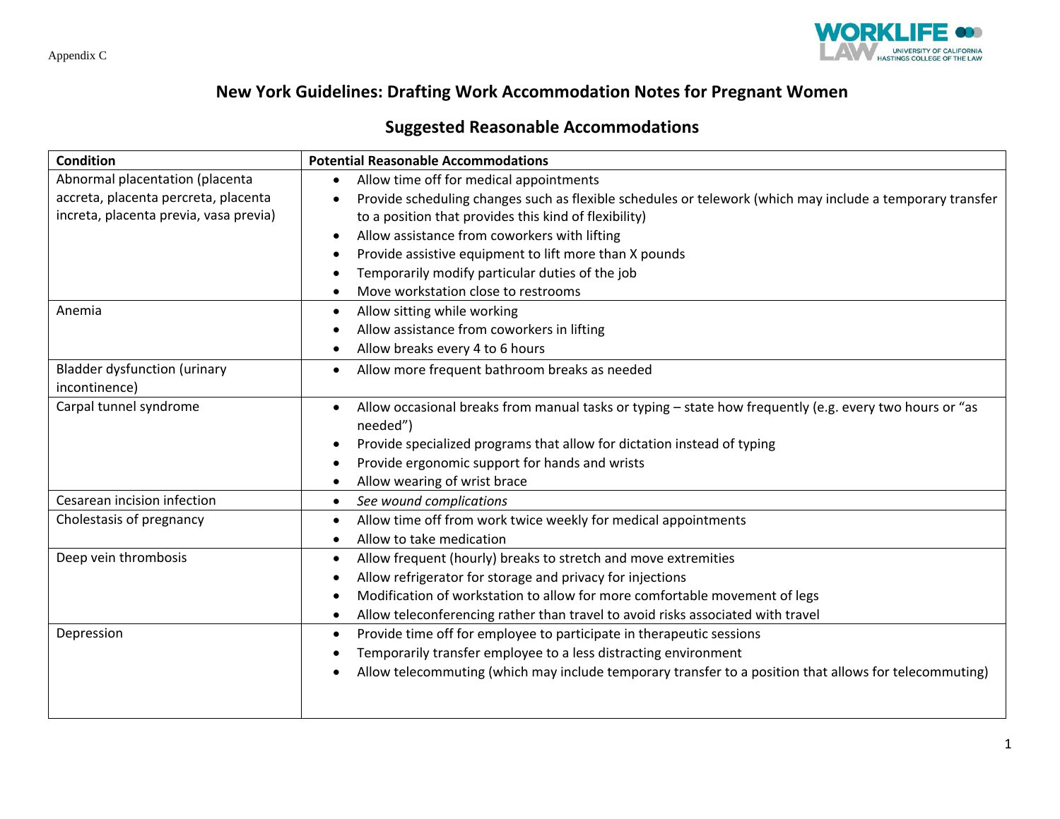Appendix C

# New York Guidelines: Drafting Work Accommodation Notes for Pregnant Women

## Suggested Reasonable Accommodations

| Condition | Potential Reasonable Accommodations |
|---|---|
| Abnormal placentation (placenta accreta, placenta percreta, placenta increta, placenta previa, vasa previa) | • Allow time off for medical appointments<br>• Provide scheduling changes such as flexible schedules or telework (which may include a temporary transfer to a position that provides this kind of flexibility)<br>• Allow assistance from coworkers with lifting<br>• Provide assistive equipment to lift more than X pounds<br>• Temporarily modify particular duties of the job<br>• Move workstation close to restrooms |
| Anemia | • Allow sitting while working<br>• Allow assistance from coworkers in lifting<br>• Allow breaks every 4 to 6 hours |
| Bladder dysfunction (urinary incontinence) | • Allow more frequent bathroom breaks as needed |
| Carpal tunnel syndrome | • Allow occasional breaks from manual tasks or typing – state how frequently (e.g. every two hours or "as needed")<br>• Provide specialized programs that allow for dictation instead of typing<br>• Provide ergonomic support for hands and wrists<br>• Allow wearing of wrist brace |
| Cesarean incision infection | • *See wound complications* |
| Cholestasis of pregnancy | • Allow time off from work twice weekly for medical appointments<br>• Allow to take medication |
| Deep vein thrombosis | • Allow frequent (hourly) breaks to stretch and move extremities<br>• Allow refrigerator for storage and privacy for injections<br>• Modification of workstation to allow for more comfortable movement of legs<br>• Allow teleconferencing rather than travel to avoid risks associated with travel |
| Depression | • Provide time off for employee to participate in therapeutic sessions<br>• Temporarily transfer employee to a less distracting environment<br>• Allow telecommuting (which may include temporary transfer to a position that allows for telecommuting) |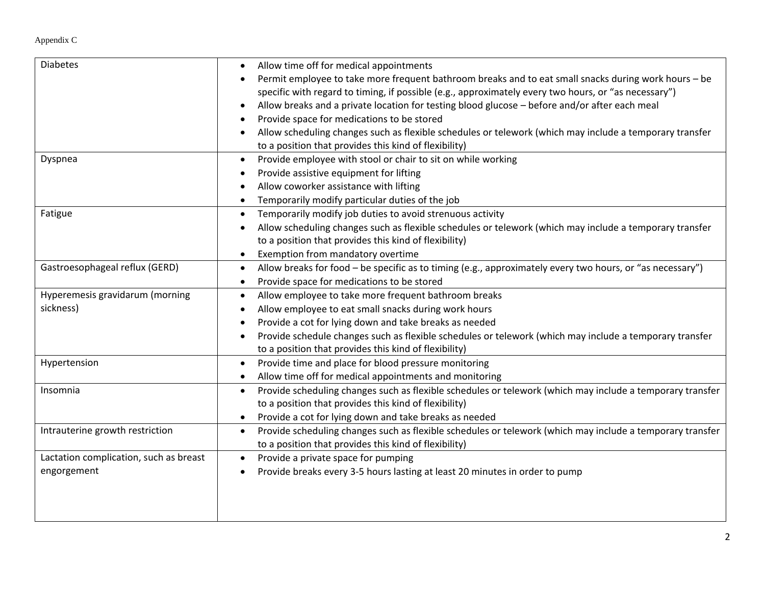Appendix C

| | |
|---|---|
| Diabetes | • Allow time off for medical appointments<br>• Permit employee to take more frequent bathroom breaks and to eat small snacks during work hours – be specific with regard to timing, if possible (e.g., approximately every two hours, or "as necessary")<br>• Allow breaks and a private location for testing blood glucose – before and/or after each meal<br>• Provide space for medications to be stored<br>• Allow scheduling changes such as flexible schedules or telework (which may include a temporary transfer to a position that provides this kind of flexibility) |
| Dyspnea | • Provide employee with stool or chair to sit on while working<br>• Provide assistive equipment for lifting<br>• Allow coworker assistance with lifting<br>• Temporarily modify particular duties of the job |
| Fatigue | • Temporarily modify job duties to avoid strenuous activity<br>• Allow scheduling changes such as flexible schedules or telework (which may include a temporary transfer to a position that provides this kind of flexibility)<br>• Exemption from mandatory overtime |
| Gastroesophageal reflux (GERD) | • Allow breaks for food – be specific as to timing (e.g., approximately every two hours, or "as necessary")<br>• Provide space for medications to be stored |
| Hyperemesis gravidarum (morning sickness) | • Allow employee to take more frequent bathroom breaks<br>• Allow employee to eat small snacks during work hours<br>• Provide a cot for lying down and take breaks as needed<br>• Provide schedule changes such as flexible schedules or telework (which may include a temporary transfer to a position that provides this kind of flexibility) |
| Hypertension | • Provide time and place for blood pressure monitoring<br>• Allow time off for medical appointments and monitoring |
| Insomnia | • Provide scheduling changes such as flexible schedules or telework (which may include a temporary transfer to a position that provides this kind of flexibility)<br>• Provide a cot for lying down and take breaks as needed |
| Intrauterine growth restriction | • Provide scheduling changes such as flexible schedules or telework (which may include a temporary transfer to a position that provides this kind of flexibility) |
| Lactation complication, such as breast engorgement | • Provide a private space for pumping<br>• Provide breaks every 3-5 hours lasting at least 20 minutes in order to pump |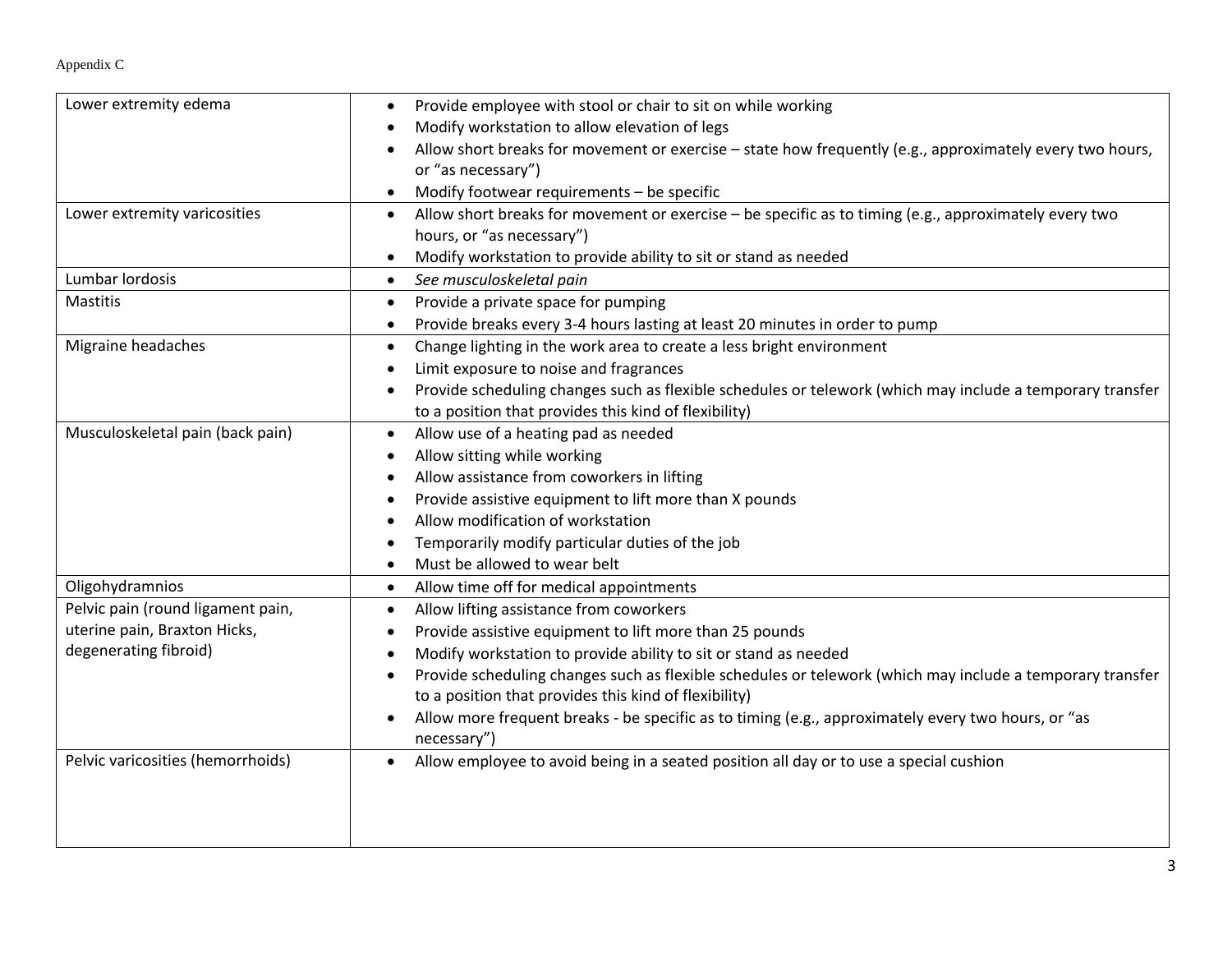Appendix C

| | |
|---|---|
| Lower extremity edema | • Provide employee with stool or chair to sit on while working<br>• Modify workstation to allow elevation of legs<br>• Allow short breaks for movement or exercise – state how frequently (e.g., approximately every two hours, or "as necessary")<br>• Modify footwear requirements – be specific |
| Lower extremity varicosities | • Allow short breaks for movement or exercise – be specific as to timing (e.g., approximately every two hours, or "as necessary")<br>• Modify workstation to provide ability to sit or stand as needed |
| Lumbar lordosis | • *See musculoskeletal pain* |
| Mastitis | • Provide a private space for pumping<br>• Provide breaks every 3-4 hours lasting at least 20 minutes in order to pump |
| Migraine headaches | • Change lighting in the work area to create a less bright environment<br>• Limit exposure to noise and fragrances<br>• Provide scheduling changes such as flexible schedules or telework (which may include a temporary transfer to a position that provides this kind of flexibility) |
| Musculoskeletal pain (back pain) | • Allow use of a heating pad as needed<br>• Allow sitting while working<br>• Allow assistance from coworkers in lifting<br>• Provide assistive equipment to lift more than X pounds<br>• Allow modification of workstation<br>• Temporarily modify particular duties of the job<br>• Must be allowed to wear belt |
| Oligohydramnios | • Allow time off for medical appointments |
| Pelvic pain (round ligament pain, uterine pain, Braxton Hicks, degenerating fibroid) | • Allow lifting assistance from coworkers<br>• Provide assistive equipment to lift more than 25 pounds<br>• Modify workstation to provide ability to sit or stand as needed<br>• Provide scheduling changes such as flexible schedules or telework (which may include a temporary transfer to a position that provides this kind of flexibility)<br>• Allow more frequent breaks - be specific as to timing (e.g., approximately every two hours, or "as necessary") |
| Pelvic varicosities (hemorrhoids) | • Allow employee to avoid being in a seated position all day or to use a special cushion |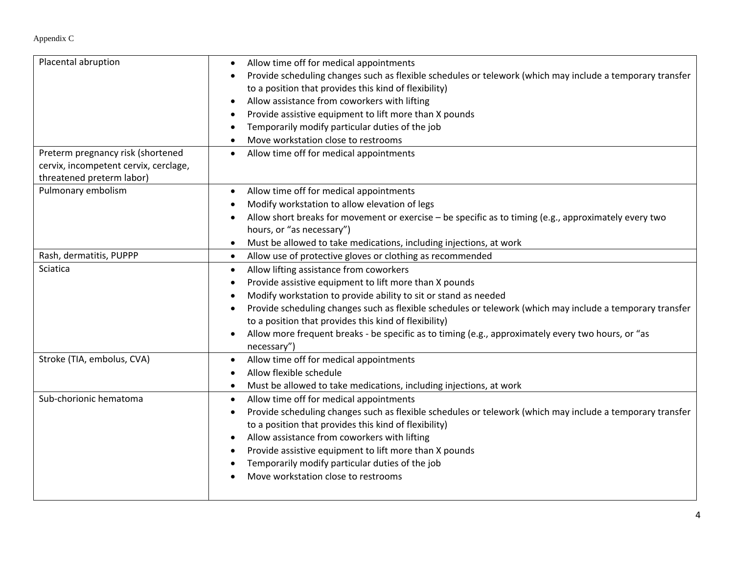| | |
|---|---|
| Placental abruption | • Allow time off for medical appointments<br>• Provide scheduling changes such as flexible schedules or telework (which may include a temporary transfer to a position that provides this kind of flexibility)<br>• Allow assistance from coworkers with lifting<br>• Provide assistive equipment to lift more than X pounds<br>• Temporarily modify particular duties of the job<br>• Move workstation close to restrooms |
| Preterm pregnancy risk (shortened cervix, incompetent cervix, cerclage, threatened preterm labor) | • Allow time off for medical appointments |
| Pulmonary embolism | • Allow time off for medical appointments<br>• Modify workstation to allow elevation of legs<br>• Allow short breaks for movement or exercise – be specific as to timing (e.g., approximately every two hours, or "as necessary")<br>• Must be allowed to take medications, including injections, at work |
| Rash, dermatitis, PUPPP | • Allow use of protective gloves or clothing as recommended |
| Sciatica | • Allow lifting assistance from coworkers<br>• Provide assistive equipment to lift more than X pounds<br>• Modify workstation to provide ability to sit or stand as needed<br>• Provide scheduling changes such as flexible schedules or telework (which may include a temporary transfer to a position that provides this kind of flexibility)<br>• Allow more frequent breaks - be specific as to timing (e.g., approximately every two hours, or "as necessary") |
| Stroke (TIA, embolus, CVA) | • Allow time off for medical appointments<br>• Allow flexible schedule<br>• Must be allowed to take medications, including injections, at work |
| Sub-chorionic hematoma | • Allow time off for medical appointments<br>• Provide scheduling changes such as flexible schedules or telework (which may include a temporary transfer to a position that provides this kind of flexibility)<br>• Allow assistance from coworkers with lifting<br>• Provide assistive equipment to lift more than X pounds<br>• Temporarily modify particular duties of the job<br>• Move workstation close to restrooms |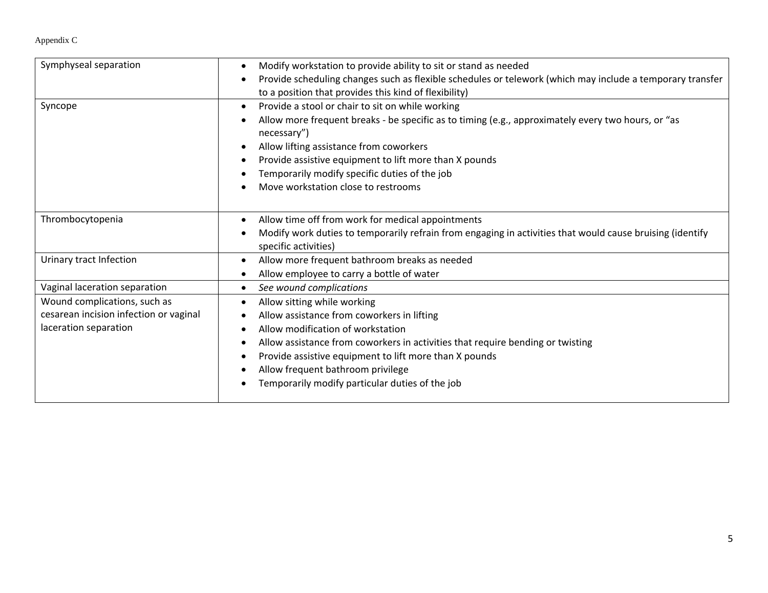Appendix C

| | |
|---|---|
| Symphyseal separation | • Modify workstation to provide ability to sit or stand as needed<br>• Provide scheduling changes such as flexible schedules or telework (which may include a temporary transfer to a position that provides this kind of flexibility) |
| Syncope | • Provide a stool or chair to sit on while working<br>• Allow more frequent breaks - be specific as to timing (e.g., approximately every two hours, or "as necessary")<br>• Allow lifting assistance from coworkers<br>• Provide assistive equipment to lift more than X pounds<br>• Temporarily modify specific duties of the job<br>• Move workstation close to restrooms |
| Thrombocytopenia | • Allow time off from work for medical appointments<br>• Modify work duties to temporarily refrain from engaging in activities that would cause bruising (identify specific activities) |
| Urinary tract Infection | • Allow more frequent bathroom breaks as needed<br>• Allow employee to carry a bottle of water |
| Vaginal laceration separation | • *See wound complications* |
| Wound complications, such as cesarean incision infection or vaginal laceration separation | • Allow sitting while working<br>• Allow assistance from coworkers in lifting<br>• Allow modification of workstation<br>• Allow assistance from coworkers in activities that require bending or twisting<br>• Provide assistive equipment to lift more than X pounds<br>• Allow frequent bathroom privilege<br>• Temporarily modify particular duties of the job |